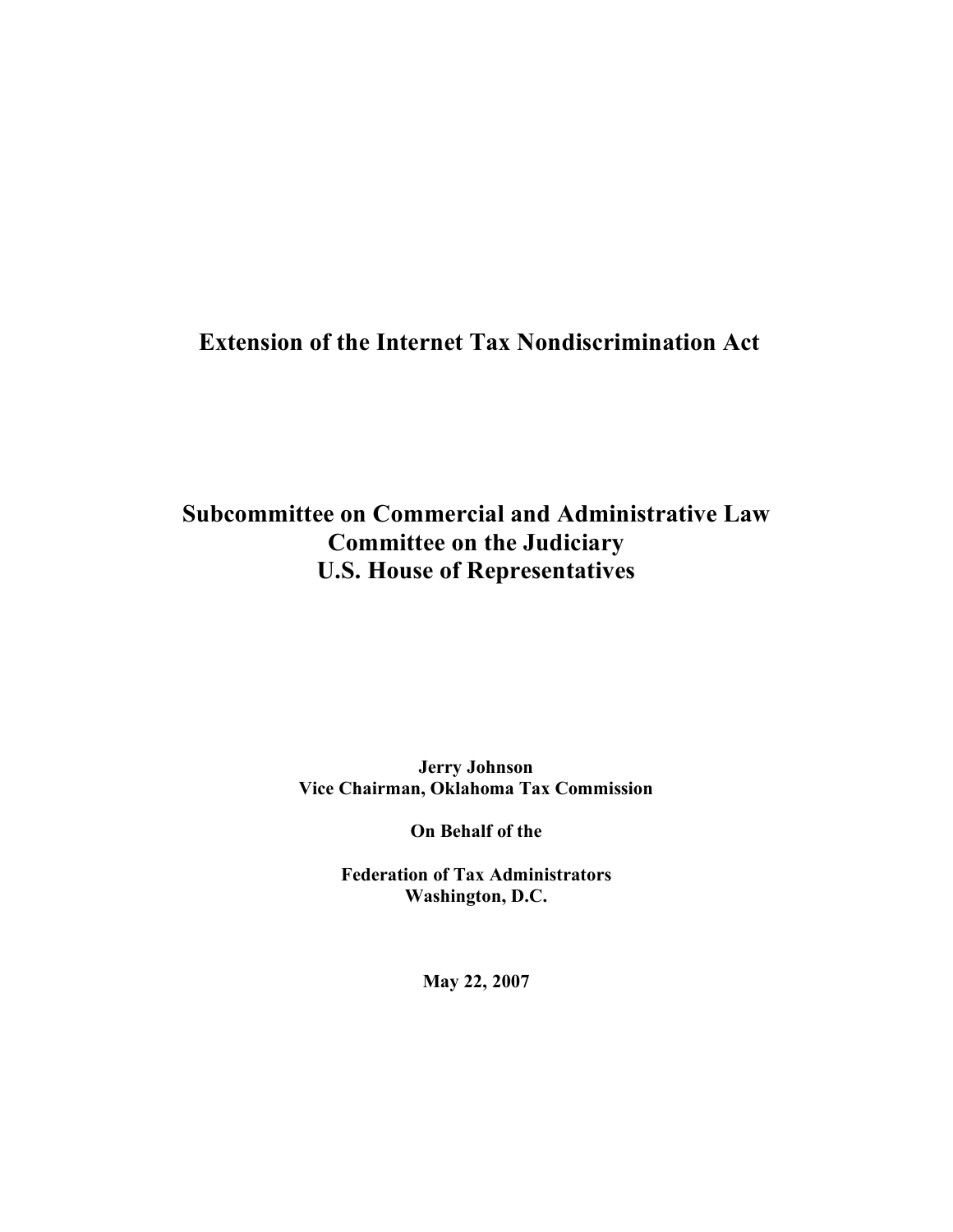# Extension of the Internet Tax Nondiscrimination Act

## Subcommittee on Commercial and Administrative Law
## Committee on the Judiciary
## U.S. House of Representatives

**Jerry Johnson**
**Vice Chairman, Oklahoma Tax Commission**

**On Behalf of the**

**Federation of Tax Administrators**
**Washington, D.C.**

**May 22, 2007**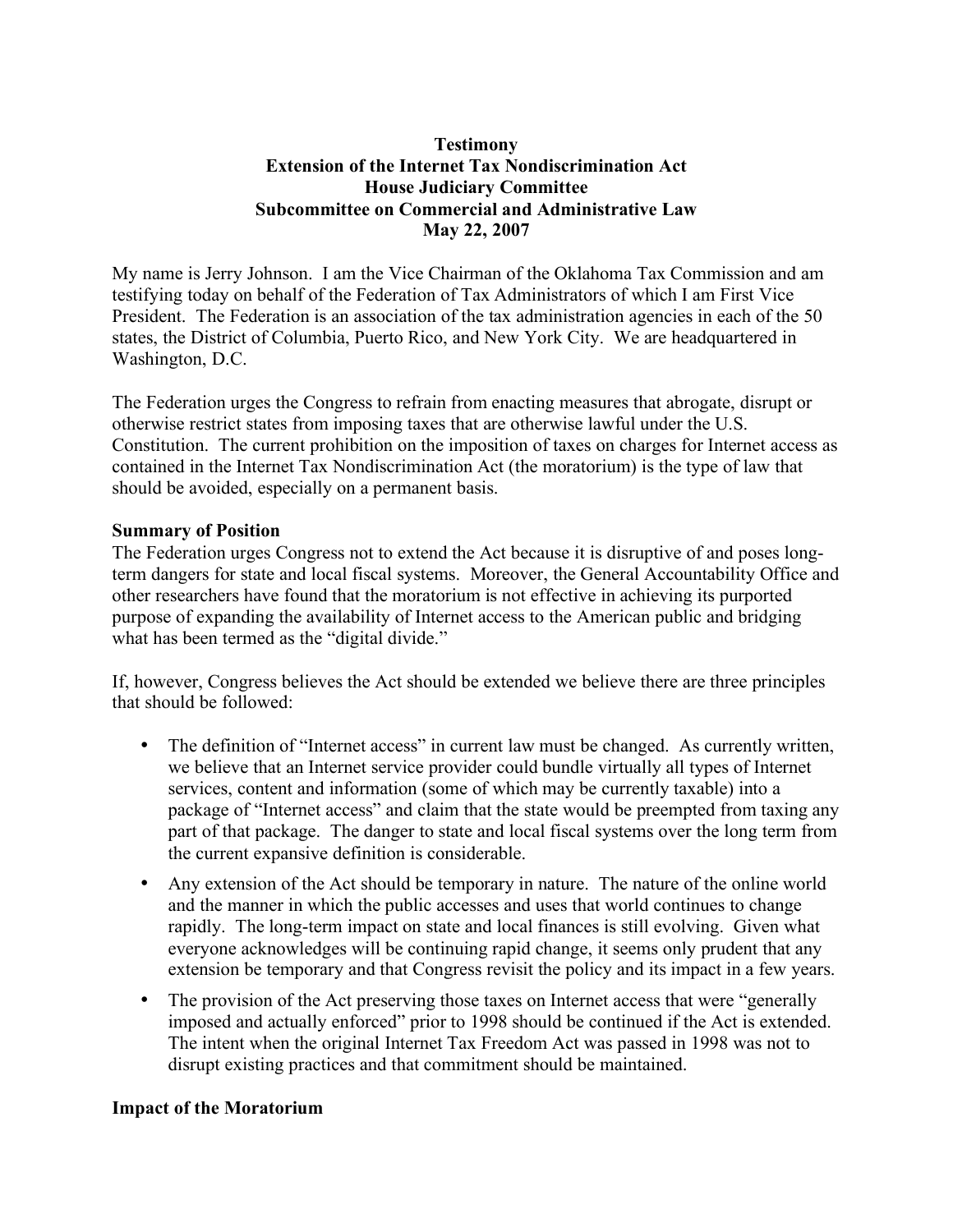**Testimony**
**Extension of the Internet Tax Nondiscrimination Act**
**House Judiciary Committee**
**Subcommittee on Commercial and Administrative Law**
**May 22, 2007**

My name is Jerry Johnson. I am the Vice Chairman of the Oklahoma Tax Commission and am testifying today on behalf of the Federation of Tax Administrators of which I am First Vice President. The Federation is an association of the tax administration agencies in each of the 50 states, the District of Columbia, Puerto Rico, and New York City. We are headquartered in Washington, D.C.

The Federation urges the Congress to refrain from enacting measures that abrogate, disrupt or otherwise restrict states from imposing taxes that are otherwise lawful under the U.S. Constitution. The current prohibition on the imposition of taxes on charges for Internet access as contained in the Internet Tax Nondiscrimination Act (the moratorium) is the type of law that should be avoided, especially on a permanent basis.

**Summary of Position**

The Federation urges Congress not to extend the Act because it is disruptive of and poses long-term dangers for state and local fiscal systems. Moreover, the General Accountability Office and other researchers have found that the moratorium is not effective in achieving its purported purpose of expanding the availability of Internet access to the American public and bridging what has been termed as the "digital divide."

If, however, Congress believes the Act should be extended we believe there are three principles that should be followed:

- The definition of "Internet access" in current law must be changed. As currently written, we believe that an Internet service provider could bundle virtually all types of Internet services, content and information (some of which may be currently taxable) into a package of "Internet access" and claim that the state would be preempted from taxing any part of that package. The danger to state and local fiscal systems over the long term from the current expansive definition is considerable.
- Any extension of the Act should be temporary in nature. The nature of the online world and the manner in which the public accesses and uses that world continues to change rapidly. The long-term impact on state and local finances is still evolving. Given what everyone acknowledges will be continuing rapid change, it seems only prudent that any extension be temporary and that Congress revisit the policy and its impact in a few years.
- The provision of the Act preserving those taxes on Internet access that were "generally imposed and actually enforced" prior to 1998 should be continued if the Act is extended. The intent when the original Internet Tax Freedom Act was passed in 1998 was not to disrupt existing practices and that commitment should be maintained.

**Impact of the Moratorium**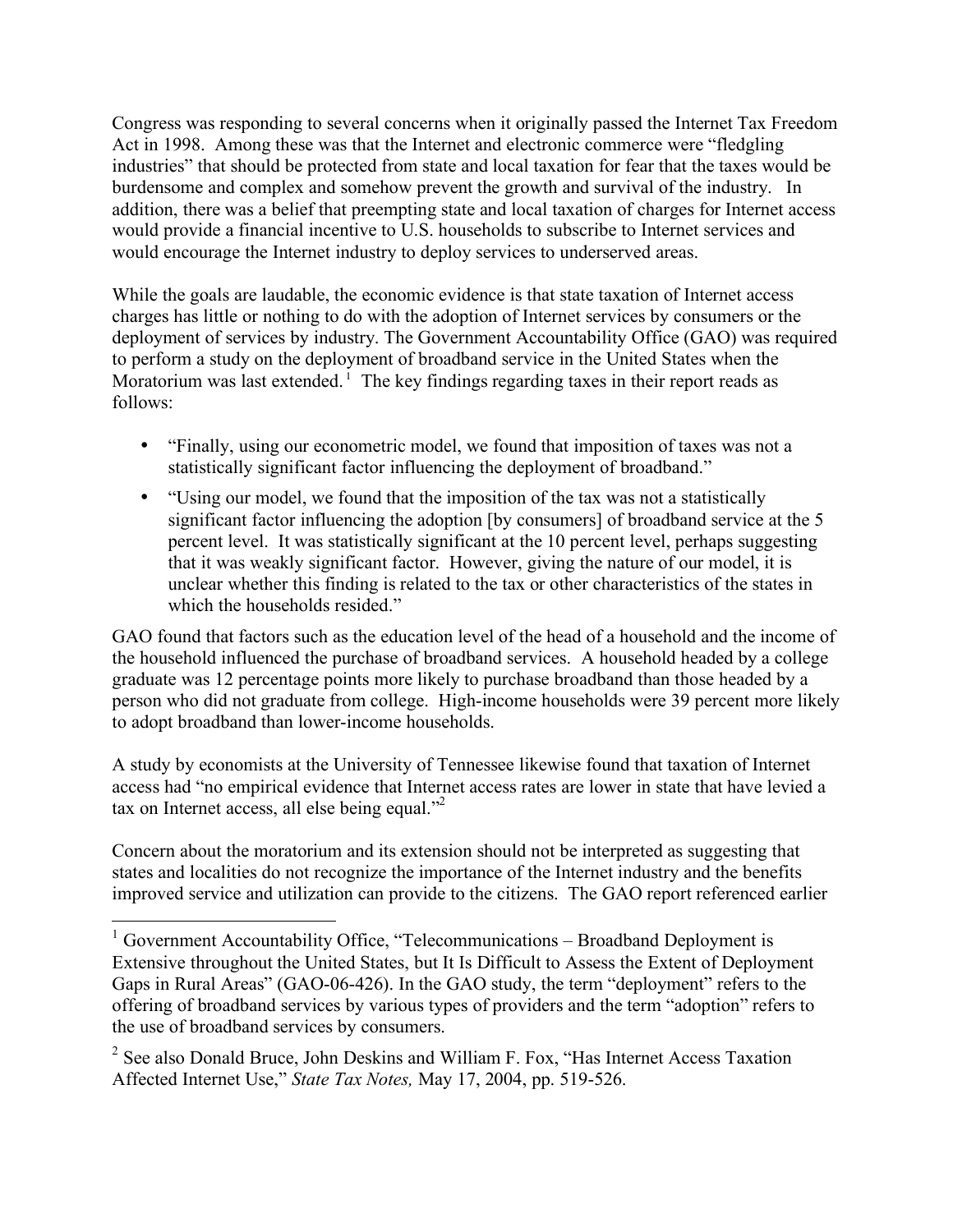Congress was responding to several concerns when it originally passed the Internet Tax Freedom Act in 1998. Among these was that the Internet and electronic commerce were "fledgling industries" that should be protected from state and local taxation for fear that the taxes would be burdensome and complex and somehow prevent the growth and survival of the industry. In addition, there was a belief that preempting state and local taxation of charges for Internet access would provide a financial incentive to U.S. households to subscribe to Internet services and would encourage the Internet industry to deploy services to underserved areas.

While the goals are laudable, the economic evidence is that state taxation of Internet access charges has little or nothing to do with the adoption of Internet services by consumers or the deployment of services by industry. The Government Accountability Office (GAO) was required to perform a study on the deployment of broadband service in the United States when the Moratorium was last extended.[1] The key findings regarding taxes in their report reads as follows:

- "Finally, using our econometric model, we found that imposition of taxes was not a statistically significant factor influencing the deployment of broadband."
- "Using our model, we found that the imposition of the tax was not a statistically significant factor influencing the adoption [by consumers] of broadband service at the 5 percent level. It was statistically significant at the 10 percent level, perhaps suggesting that it was weakly significant factor. However, giving the nature of our model, it is unclear whether this finding is related to the tax or other characteristics of the states in which the households resided."

GAO found that factors such as the education level of the head of a household and the income of the household influenced the purchase of broadband services. A household headed by a college graduate was 12 percentage points more likely to purchase broadband than those headed by a person who did not graduate from college. High-income households were 39 percent more likely to adopt broadband than lower-income households.

A study by economists at the University of Tennessee likewise found that taxation of Internet access had "no empirical evidence that Internet access rates are lower in state that have levied a tax on Internet access, all else being equal."[2]

Concern about the moratorium and its extension should not be interpreted as suggesting that states and localities do not recognize the importance of the Internet industry and the benefits improved service and utilization can provide to the citizens. The GAO report referenced earlier

---

[1] Government Accountability Office, "Telecommunications – Broadband Deployment is Extensive throughout the United States, but It Is Difficult to Assess the Extent of Deployment Gaps in Rural Areas" (GAO-06-426). In the GAO study, the term "deployment" refers to the offering of broadband services by various types of providers and the term "adoption" refers to the use of broadband services by consumers.

[2] See also Donald Bruce, John Deskins and William F. Fox, "Has Internet Access Taxation Affected Internet Use," *State Tax Notes,* May 17, 2004, pp. 519-526.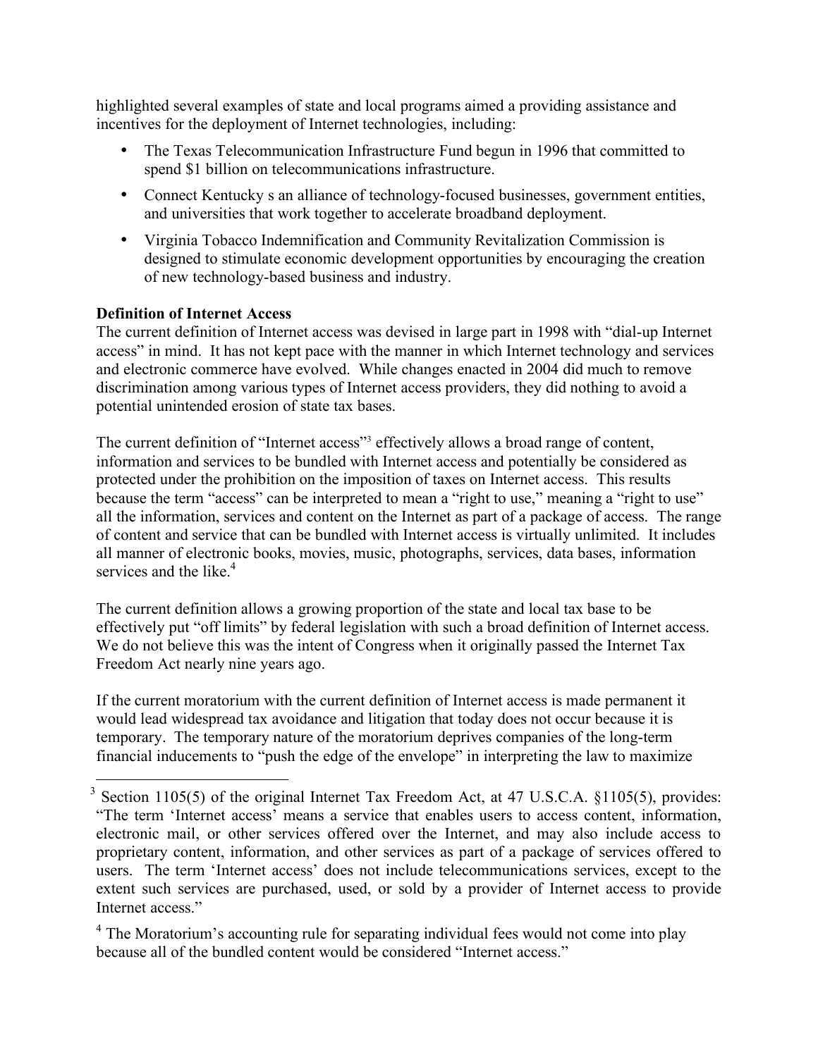highlighted several examples of state and local programs aimed a providing assistance and incentives for the deployment of Internet technologies, including:

- The Texas Telecommunication Infrastructure Fund begun in 1996 that committed to spend $1 billion on telecommunications infrastructure.
- Connect Kentucky s an alliance of technology-focused businesses, government entities, and universities that work together to accelerate broadband deployment.
- Virginia Tobacco Indemnification and Community Revitalization Commission is designed to stimulate economic development opportunities by encouraging the creation of new technology-based business and industry.

**Definition of Internet Access**

The current definition of Internet access was devised in large part in 1998 with "dial-up Internet access" in mind. It has not kept pace with the manner in which Internet technology and services and electronic commerce have evolved. While changes enacted in 2004 did much to remove discrimination among various types of Internet access providers, they did nothing to avoid a potential unintended erosion of state tax bases.

The current definition of "Internet access"[3] effectively allows a broad range of content, information and services to be bundled with Internet access and potentially be considered as protected under the prohibition on the imposition of taxes on Internet access. This results because the term "access" can be interpreted to mean a "right to use," meaning a "right to use" all the information, services and content on the Internet as part of a package of access. The range of content and service that can be bundled with Internet access is virtually unlimited. It includes all manner of electronic books, movies, music, photographs, services, data bases, information services and the like.[4]

The current definition allows a growing proportion of the state and local tax base to be effectively put "off limits" by federal legislation with such a broad definition of Internet access. We do not believe this was the intent of Congress when it originally passed the Internet Tax Freedom Act nearly nine years ago.

If the current moratorium with the current definition of Internet access is made permanent it would lead widespread tax avoidance and litigation that today does not occur because it is temporary. The temporary nature of the moratorium deprives companies of the long-term financial inducements to "push the edge of the envelope" in interpreting the law to maximize

---

[3] Section 1105(5) of the original Internet Tax Freedom Act, at 47 U.S.C.A. §1105(5), provides: "The term 'Internet access' means a service that enables users to access content, information, electronic mail, or other services offered over the Internet, and may also include access to proprietary content, information, and other services as part of a package of services offered to users. The term 'Internet access' does not include telecommunications services, except to the extent such services are purchased, used, or sold by a provider of Internet access to provide Internet access."

[4] The Moratorium's accounting rule for separating individual fees would not come into play because all of the bundled content would be considered "Internet access."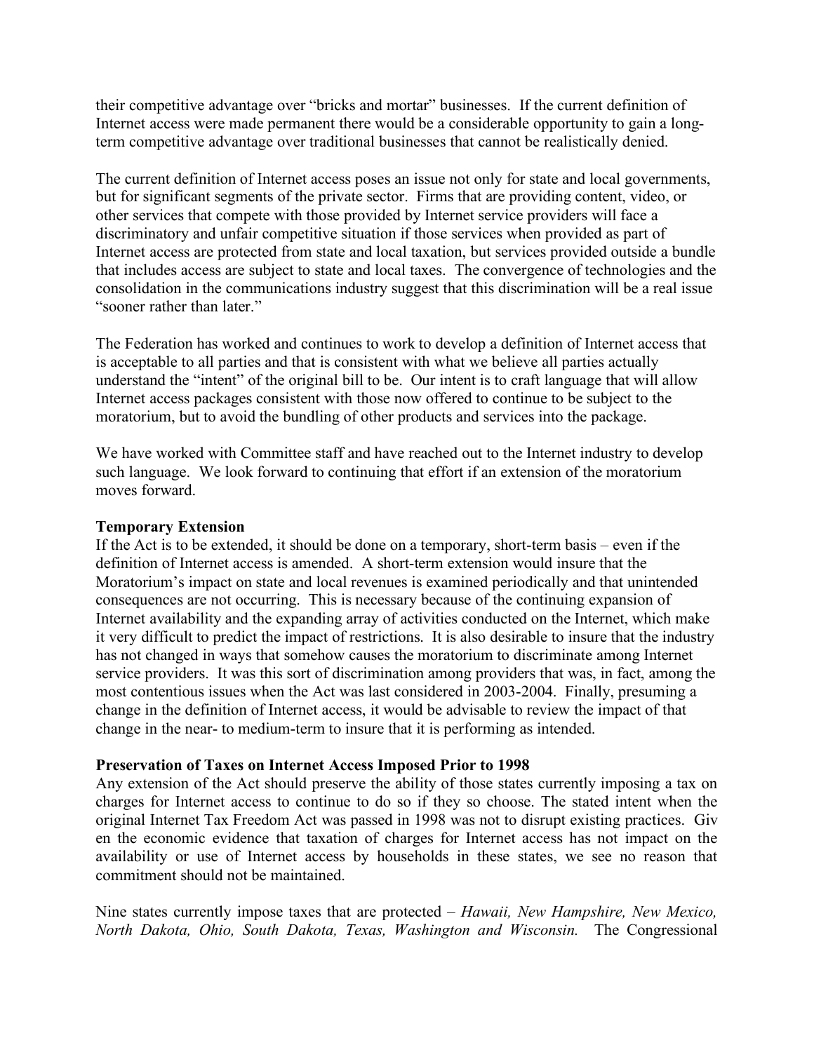their competitive advantage over "bricks and mortar" businesses. If the current definition of Internet access were made permanent there would be a considerable opportunity to gain a long-term competitive advantage over traditional businesses that cannot be realistically denied.

The current definition of Internet access poses an issue not only for state and local governments, but for significant segments of the private sector. Firms that are providing content, video, or other services that compete with those provided by Internet service providers will face a discriminatory and unfair competitive situation if those services when provided as part of Internet access are protected from state and local taxation, but services provided outside a bundle that includes access are subject to state and local taxes. The convergence of technologies and the consolidation in the communications industry suggest that this discrimination will be a real issue "sooner rather than later."

The Federation has worked and continues to work to develop a definition of Internet access that is acceptable to all parties and that is consistent with what we believe all parties actually understand the "intent" of the original bill to be. Our intent is to craft language that will allow Internet access packages consistent with those now offered to continue to be subject to the moratorium, but to avoid the bundling of other products and services into the package.

We have worked with Committee staff and have reached out to the Internet industry to develop such language. We look forward to continuing that effort if an extension of the moratorium moves forward.

**Temporary Extension**

If the Act is to be extended, it should be done on a temporary, short-term basis – even if the definition of Internet access is amended. A short-term extension would insure that the Moratorium's impact on state and local revenues is examined periodically and that unintended consequences are not occurring. This is necessary because of the continuing expansion of Internet availability and the expanding array of activities conducted on the Internet, which make it very difficult to predict the impact of restrictions. It is also desirable to insure that the industry has not changed in ways that somehow causes the moratorium to discriminate among Internet service providers. It was this sort of discrimination among providers that was, in fact, among the most contentious issues when the Act was last considered in 2003-2004. Finally, presuming a change in the definition of Internet access, it would be advisable to review the impact of that change in the near- to medium-term to insure that it is performing as intended.

**Preservation of Taxes on Internet Access Imposed Prior to 1998**

Any extension of the Act should preserve the ability of those states currently imposing a tax on charges for Internet access to continue to do so if they so choose. The stated intent when the original Internet Tax Freedom Act was passed in 1998 was not to disrupt existing practices. Giv en the economic evidence that taxation of charges for Internet access has not impact on the availability or use of Internet access by households in these states, we see no reason that commitment should not be maintained.

Nine states currently impose taxes that are protected – *Hawaii, New Hampshire, New Mexico, North Dakota, Ohio, South Dakota, Texas, Washington and Wisconsin.* The Congressional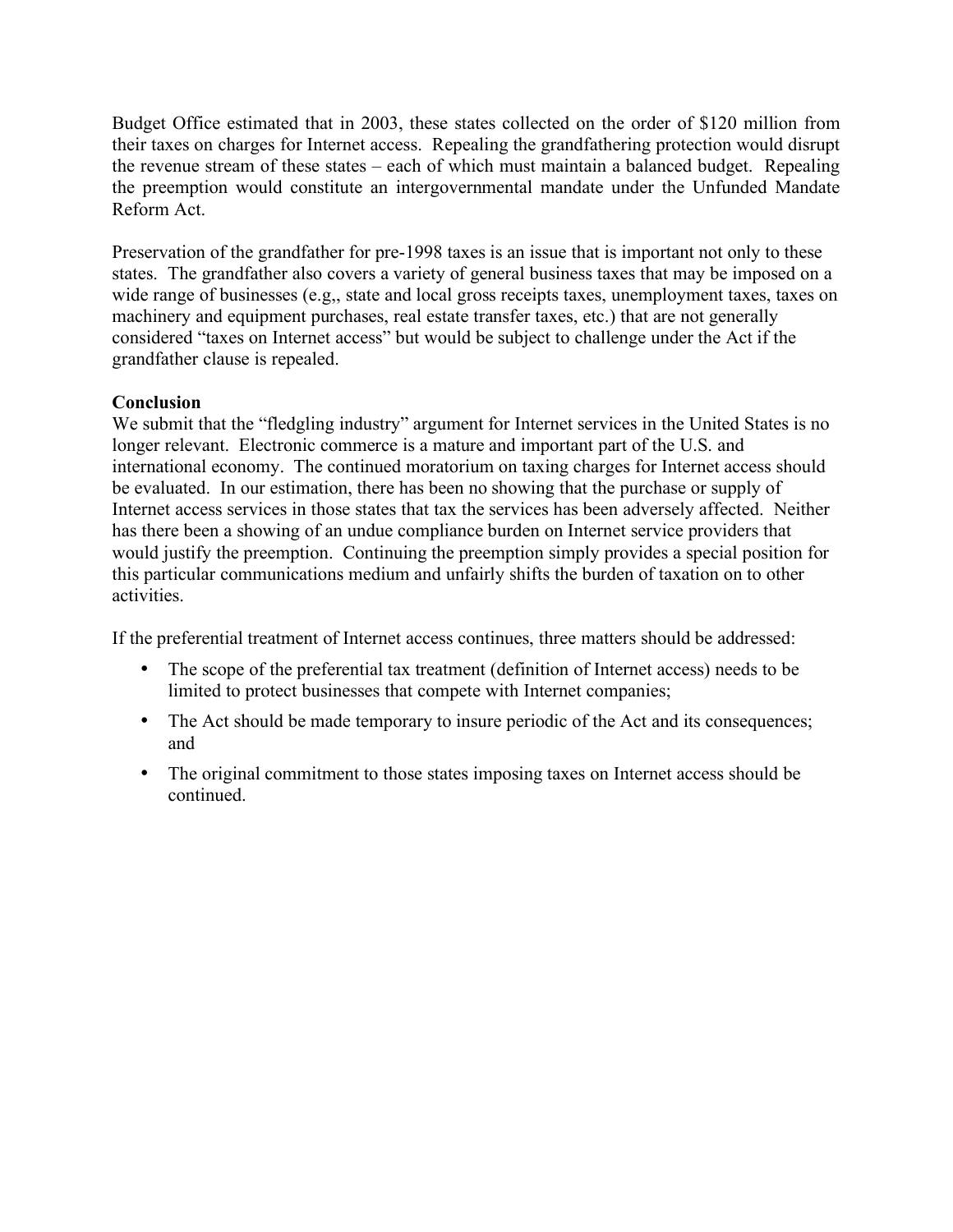Budget Office estimated that in 2003, these states collected on the order of $120 million from their taxes on charges for Internet access. Repealing the grandfathering protection would disrupt the revenue stream of these states – each of which must maintain a balanced budget. Repealing the preemption would constitute an intergovernmental mandate under the Unfunded Mandate Reform Act.

Preservation of the grandfather for pre-1998 taxes is an issue that is important not only to these states. The grandfather also covers a variety of general business taxes that may be imposed on a wide range of businesses (e.g,, state and local gross receipts taxes, unemployment taxes, taxes on machinery and equipment purchases, real estate transfer taxes, etc.) that are not generally considered "taxes on Internet access" but would be subject to challenge under the Act if the grandfather clause is repealed.

**Conclusion**

We submit that the "fledgling industry" argument for Internet services in the United States is no longer relevant. Electronic commerce is a mature and important part of the U.S. and international economy. The continued moratorium on taxing charges for Internet access should be evaluated. In our estimation, there has been no showing that the purchase or supply of Internet access services in those states that tax the services has been adversely affected. Neither has there been a showing of an undue compliance burden on Internet service providers that would justify the preemption. Continuing the preemption simply provides a special position for this particular communications medium and unfairly shifts the burden of taxation on to other activities.

If the preferential treatment of Internet access continues, three matters should be addressed:

- The scope of the preferential tax treatment (definition of Internet access) needs to be limited to protect businesses that compete with Internet companies;
- The Act should be made temporary to insure periodic of the Act and its consequences; and
- The original commitment to those states imposing taxes on Internet access should be continued.